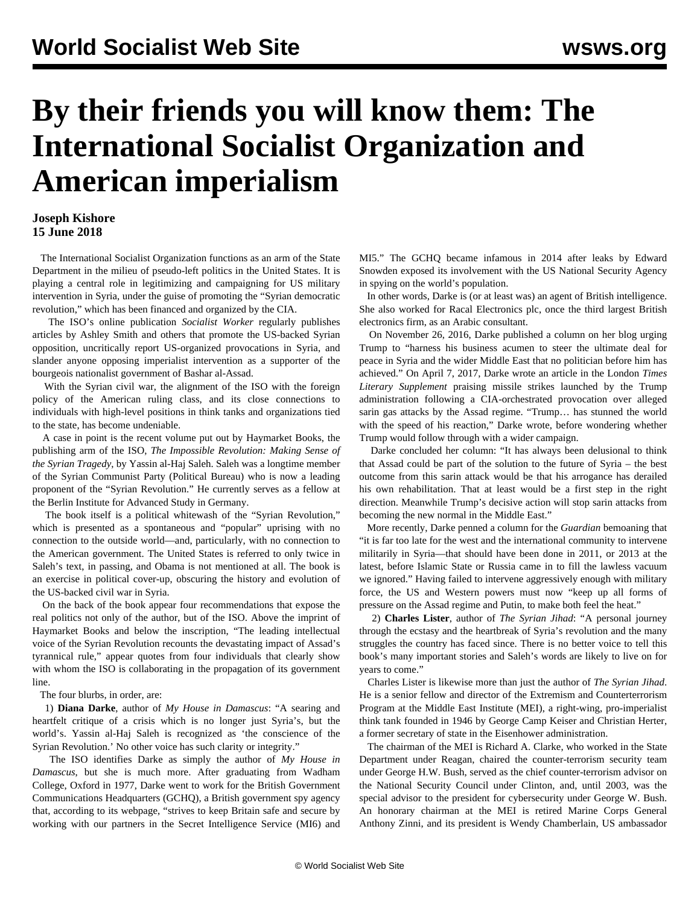# By their friends you will know them: The International Socialist Organization and American imperialism

**Joseph Kishore**
**15 June 2018**

The International Socialist Organization functions as an arm of the State Department in the milieu of pseudo-left politics in the United States. It is playing a central role in legitimizing and campaigning for US military intervention in Syria, under the guise of promoting the "Syrian democratic revolution," which has been financed and organized by the CIA.

The ISO's online publication *Socialist Worker* regularly publishes articles by Ashley Smith and others that promote the US-backed Syrian opposition, uncritically report US-organized provocations in Syria, and slander anyone opposing imperialist intervention as a supporter of the bourgeois nationalist government of Bashar al-Assad.

With the Syrian civil war, the alignment of the ISO with the foreign policy of the American ruling class, and its close connections to individuals with high-level positions in think tanks and organizations tied to the state, has become undeniable.

A case in point is the recent volume put out by Haymarket Books, the publishing arm of the ISO, *The Impossible Revolution: Making Sense of the Syrian Tragedy*, by Yassin al-Haj Saleh. Saleh was a longtime member of the Syrian Communist Party (Political Bureau) who is now a leading proponent of the "Syrian Revolution." He currently serves as a fellow at the Berlin Institute for Advanced Study in Germany.

The book itself is a political whitewash of the "Syrian Revolution," which is presented as a spontaneous and "popular" uprising with no connection to the outside world—and, particularly, with no connection to the American government. The United States is referred to only twice in Saleh's text, in passing, and Obama is not mentioned at all. The book is an exercise in political cover-up, obscuring the history and evolution of the US-backed civil war in Syria.

On the back of the book appear four recommendations that expose the real politics not only of the author, but of the ISO. Above the imprint of Haymarket Books and below the inscription, "The leading intellectual voice of the Syrian Revolution recounts the devastating impact of Assad's tyrannical rule," appear quotes from four individuals that clearly show with whom the ISO is collaborating in the propagation of its government line.

The four blurbs, in order, are:

1) **Diana Darke**, author of *My House in Damascus*: "A searing and heartfelt critique of a crisis which is no longer just Syria's, but the world's. Yassin al-Haj Saleh is recognized as 'the conscience of the Syrian Revolution.' No other voice has such clarity or integrity."

The ISO identifies Darke as simply the author of *My House in Damascus*, but she is much more. After graduating from Wadham College, Oxford in 1977, Darke went to work for the British Government Communications Headquarters (GCHQ), a British government spy agency that, according to its webpage, "strives to keep Britain safe and secure by working with our partners in the Secret Intelligence Service (MI6) and MI5." The GCHQ became infamous in 2014 after leaks by Edward Snowden exposed its involvement with the US National Security Agency in spying on the world's population.

In other words, Darke is (or at least was) an agent of British intelligence. She also worked for Racal Electronics plc, once the third largest British electronics firm, as an Arabic consultant.

On November 26, 2016, Darke published a column on her blog urging Trump to "harness his business acumen to steer the ultimate deal for peace in Syria and the wider Middle East that no politician before him has achieved." On April 7, 2017, Darke wrote an article in the London *Times Literary Supplement* praising missile strikes launched by the Trump administration following a CIA-orchestrated provocation over alleged sarin gas attacks by the Assad regime. "Trump… has stunned the world with the speed of his reaction," Darke wrote, before wondering whether Trump would follow through with a wider campaign.

Darke concluded her column: "It has always been delusional to think that Assad could be part of the solution to the future of Syria – the best outcome from this sarin attack would be that his arrogance has derailed his own rehabilitation. That at least would be a first step in the right direction. Meanwhile Trump's decisive action will stop sarin attacks from becoming the new normal in the Middle East."

More recently, Darke penned a column for the *Guardian* bemoaning that "it is far too late for the west and the international community to intervene militarily in Syria—that should have been done in 2011, or 2013 at the latest, before Islamic State or Russia came in to fill the lawless vacuum we ignored." Having failed to intervene aggressively enough with military force, the US and Western powers must now "keep up all forms of pressure on the Assad regime and Putin, to make both feel the heat."

2) **Charles Lister**, author of *The Syrian Jihad*: "A personal journey through the ecstasy and the heartbreak of Syria's revolution and the many struggles the country has faced since. There is no better voice to tell this book's many important stories and Saleh's words are likely to live on for years to come."

Charles Lister is likewise more than just the author of *The Syrian Jihad*. He is a senior fellow and director of the Extremism and Counterterrorism Program at the Middle East Institute (MEI), a right-wing, pro-imperialist think tank founded in 1946 by George Camp Keiser and Christian Herter, a former secretary of state in the Eisenhower administration.

The chairman of the MEI is Richard A. Clarke, who worked in the State Department under Reagan, chaired the counter-terrorism security team under George H.W. Bush, served as the chief counter-terrorism advisor on the National Security Council under Clinton, and, until 2003, was the special advisor to the president for cybersecurity under George W. Bush. An honorary chairman at the MEI is retired Marine Corps General Anthony Zinni, and its president is Wendy Chamberlain, US ambassador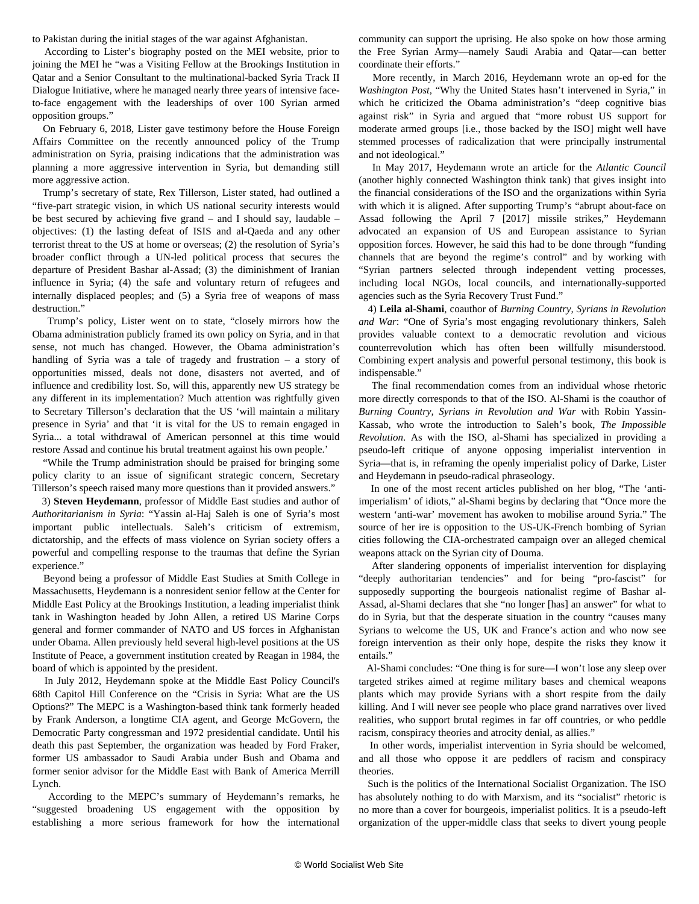to Pakistan during the initial stages of the war against Afghanistan.

According to Lister's biography posted on the MEI website, prior to joining the MEI he "was a Visiting Fellow at the Brookings Institution in Qatar and a Senior Consultant to the multinational-backed Syria Track II Dialogue Initiative, where he managed nearly three years of intensive face-to-face engagement with the leaderships of over 100 Syrian armed opposition groups."

On February 6, 2018, Lister gave testimony before the House Foreign Affairs Committee on the recently announced policy of the Trump administration on Syria, praising indications that the administration was planning a more aggressive intervention in Syria, but demanding still more aggressive action.

Trump's secretary of state, Rex Tillerson, Lister stated, had outlined a "five-part strategic vision, in which US national security interests would be best secured by achieving five grand – and I should say, laudable – objectives: (1) the lasting defeat of ISIS and al-Qaeda and any other terrorist threat to the US at home or overseas; (2) the resolution of Syria's broader conflict through a UN-led political process that secures the departure of President Bashar al-Assad; (3) the diminishment of Iranian influence in Syria; (4) the safe and voluntary return of refugees and internally displaced peoples; and (5) a Syria free of weapons of mass destruction."

Trump's policy, Lister went on to state, "closely mirrors how the Obama administration publicly framed its own policy on Syria, and in that sense, not much has changed. However, the Obama administration's handling of Syria was a tale of tragedy and frustration – a story of opportunities missed, deals not done, disasters not averted, and of influence and credibility lost. So, will this, apparently new US strategy be any different in its implementation? Much attention was rightfully given to Secretary Tillerson's declaration that the US 'will maintain a military presence in Syria' and that 'it is vital for the US to remain engaged in Syria... a total withdrawal of American personnel at this time would restore Assad and continue his brutal treatment against his own people.'

"While the Trump administration should be praised for bringing some policy clarity to an issue of significant strategic concern, Secretary Tillerson's speech raised many more questions than it provided answers."

3) **Steven Heydemann**, professor of Middle East studies and author of *Authoritarianism in Syria*: "Yassin al-Haj Saleh is one of Syria's most important public intellectuals. Saleh's criticism of extremism, dictatorship, and the effects of mass violence on Syrian society offers a powerful and compelling response to the traumas that define the Syrian experience."

Beyond being a professor of Middle East Studies at Smith College in Massachusetts, Heydemann is a nonresident senior fellow at the Center for Middle East Policy at the Brookings Institution, a leading imperialist think tank in Washington headed by John Allen, a retired US Marine Corps general and former commander of NATO and US forces in Afghanistan under Obama. Allen previously held several high-level positions at the US Institute of Peace, a government institution created by Reagan in 1984, the board of which is appointed by the president.

In July 2012, Heydemann spoke at the Middle East Policy Council's 68th Capitol Hill Conference on the "Crisis in Syria: What are the US Options?" The MEPC is a Washington-based think tank formerly headed by Frank Anderson, a longtime CIA agent, and George McGovern, the Democratic Party congressman and 1972 presidential candidate. Until his death this past September, the organization was headed by Ford Fraker, former US ambassador to Saudi Arabia under Bush and Obama and former senior advisor for the Middle East with Bank of America Merrill Lynch.

According to the MEPC's summary of Heydemann's remarks, he "suggested broadening US engagement with the opposition by establishing a more serious framework for how the international community can support the uprising. He also spoke on how those arming the Free Syrian Army—namely Saudi Arabia and Qatar—can better coordinate their efforts."

More recently, in March 2016, Heydemann wrote an op-ed for the *Washington Post*, "Why the United States hasn't intervened in Syria," in which he criticized the Obama administration's "deep cognitive bias against risk" in Syria and argued that "more robust US support for moderate armed groups [i.e., those backed by the ISO] might well have stemmed processes of radicalization that were principally instrumental and not ideological."

In May 2017, Heydemann wrote an article for the *Atlantic Council* (another highly connected Washington think tank) that gives insight into the financial considerations of the ISO and the organizations within Syria with which it is aligned. After supporting Trump's "abrupt about-face on Assad following the April 7 [2017] missile strikes," Heydemann advocated an expansion of US and European assistance to Syrian opposition forces. However, he said this had to be done through "funding channels that are beyond the regime's control" and by working with "Syrian partners selected through independent vetting processes, including local NGOs, local councils, and internationally-supported agencies such as the Syria Recovery Trust Fund."

4) **Leila al-Shami**, coauthor of *Burning Country, Syrians in Revolution and War*: "One of Syria's most engaging revolutionary thinkers, Saleh provides valuable context to a democratic revolution and vicious counterrevolution which has often been willfully misunderstood. Combining expert analysis and powerful personal testimony, this book is indispensable."

The final recommendation comes from an individual whose rhetoric more directly corresponds to that of the ISO. Al-Shami is the coauthor of *Burning Country, Syrians in Revolution and War* with Robin Yassin-Kassab, who wrote the introduction to Saleh's book, *The Impossible Revolution*. As with the ISO, al-Shami has specialized in providing a pseudo-left critique of anyone opposing imperialist intervention in Syria—that is, in reframing the openly imperialist policy of Darke, Lister and Heydemann in pseudo-radical phraseology.

In one of the most recent articles published on her blog, "The 'anti-imperialism' of idiots," al-Shami begins by declaring that "Once more the western 'anti-war' movement has awoken to mobilise around Syria." The source of her ire is opposition to the US-UK-French bombing of Syrian cities following the CIA-orchestrated campaign over an alleged chemical weapons attack on the Syrian city of Douma.

After slandering opponents of imperialist intervention for displaying "deeply authoritarian tendencies" and for being "pro-fascist" for supposedly supporting the bourgeois nationalist regime of Bashar al-Assad, al-Shami declares that she "no longer [has] an answer" for what to do in Syria, but that the desperate situation in the country "causes many Syrians to welcome the US, UK and France's action and who now see foreign intervention as their only hope, despite the risks they know it entails."

Al-Shami concludes: "One thing is for sure—I won't lose any sleep over targeted strikes aimed at regime military bases and chemical weapons plants which may provide Syrians with a short respite from the daily killing. And I will never see people who place grand narratives over lived realities, who support brutal regimes in far off countries, or who peddle racism, conspiracy theories and atrocity denial, as allies."

In other words, imperialist intervention in Syria should be welcomed, and all those who oppose it are peddlers of racism and conspiracy theories.

Such is the politics of the International Socialist Organization. The ISO has absolutely nothing to do with Marxism, and its "socialist" rhetoric is no more than a cover for bourgeois, imperialist politics. It is a pseudo-left organization of the upper-middle class that seeks to divert young people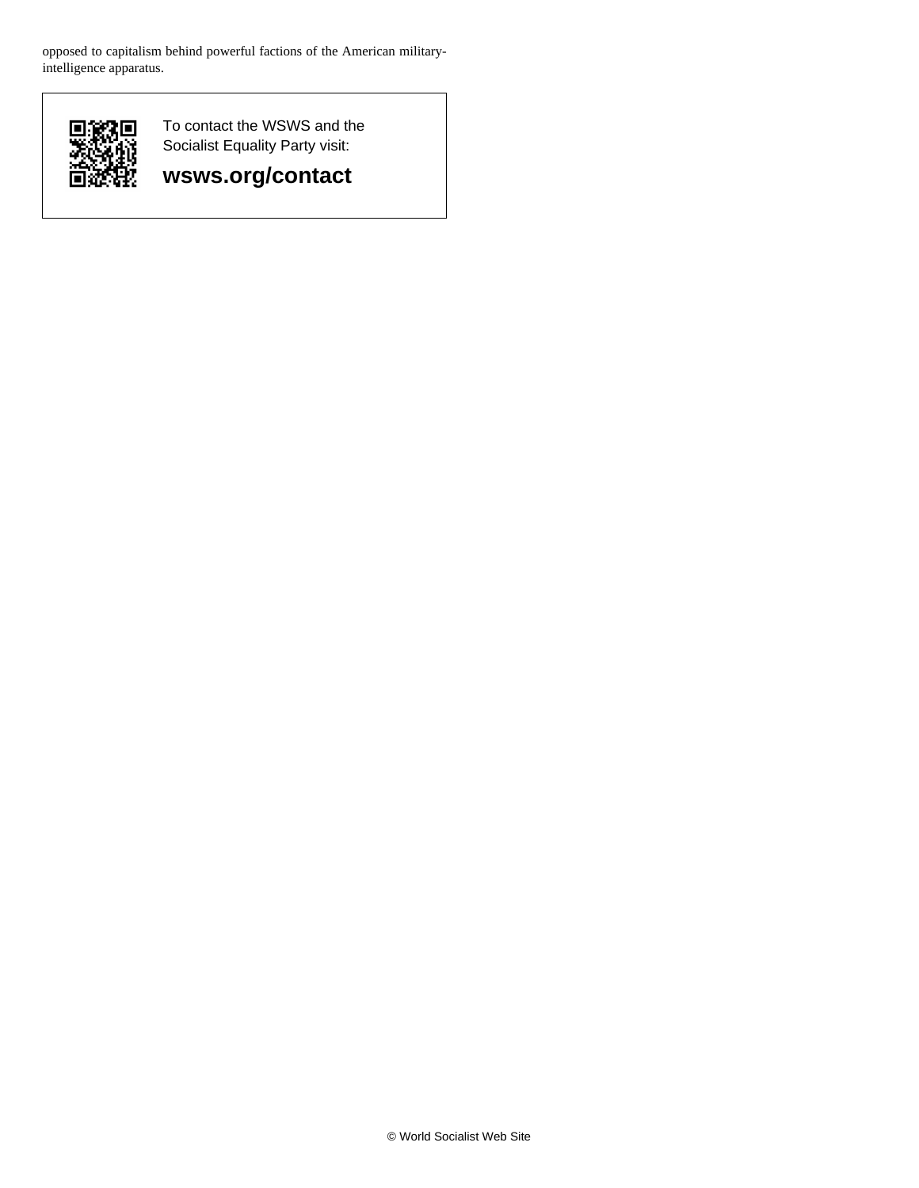opposed to capitalism behind powerful factions of the American military-intelligence apparatus.

To contact the WSWS and the Socialist Equality Party visit:

**wsws.org/contact**